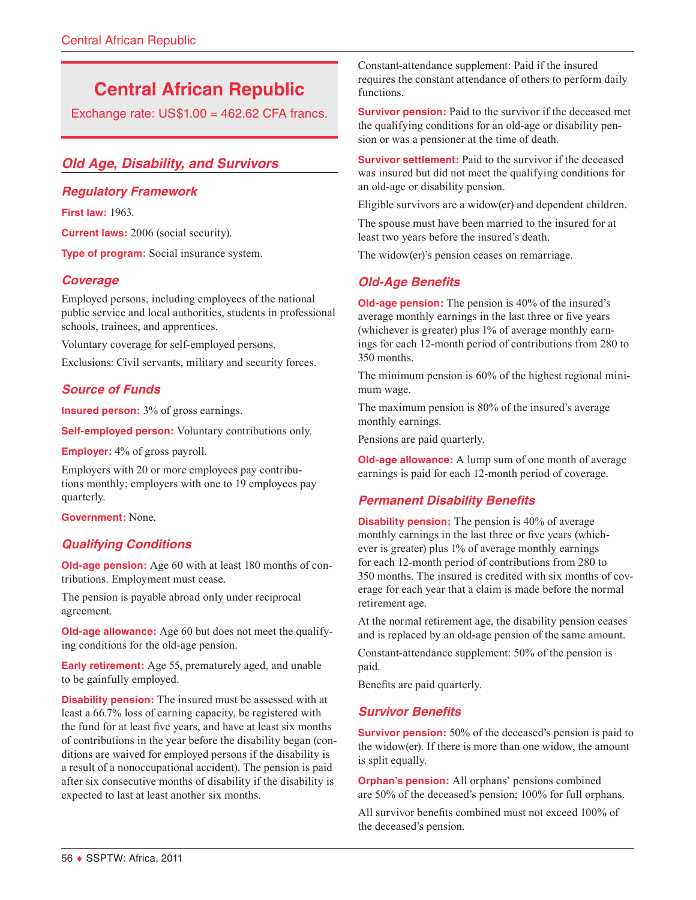# Central African Republic

Exchange rate: US$1.00 = 462.62 CFA francs.

## Old Age, Disability, and Survivors

### Regulatory Framework

**First law:** 1963.

**Current laws:** 2006 (social security).

**Type of program:** Social insurance system.

### Coverage

Employed persons, including employees of the national public service and local authorities, students in professional schools, trainees, and apprentices.

Voluntary coverage for self-employed persons.

Exclusions: Civil servants, military and security forces.

### Source of Funds

**Insured person:** 3% of gross earnings.

**Self-employed person:** Voluntary contributions only.

**Employer:** 4% of gross payroll.

Employers with 20 or more employees pay contributions monthly; employers with one to 19 employees pay quarterly.

**Government:** None.

### Qualifying Conditions

**Old-age pension:** Age 60 with at least 180 months of contributions. Employment must cease.

The pension is payable abroad only under reciprocal agreement.

**Old-age allowance:** Age 60 but does not meet the qualifying conditions for the old-age pension.

**Early retirement:** Age 55, prematurely aged, and unable to be gainfully employed.

**Disability pension:** The insured must be assessed with at least a 66.7% loss of earning capacity, be registered with the fund for at least five years, and have at least six months of contributions in the year before the disability began (conditions are waived for employed persons if the disability is a result of a nonoccupational accident). The pension is paid after six consecutive months of disability if the disability is expected to last at least another six months.

Constant-attendance supplement: Paid if the insured requires the constant attendance of others to perform daily functions.

**Survivor pension:** Paid to the survivor if the deceased met the qualifying conditions for an old-age or disability pension or was a pensioner at the time of death.

**Survivor settlement:** Paid to the survivor if the deceased was insured but did not meet the qualifying conditions for an old-age or disability pension.

Eligible survivors are a widow(er) and dependent children.

The spouse must have been married to the insured for at least two years before the insured's death.

The widow(er)'s pension ceases on remarriage.

### Old-Age Benefits

**Old-age pension:** The pension is 40% of the insured's average monthly earnings in the last three or five years (whichever is greater) plus 1% of average monthly earnings for each 12-month period of contributions from 280 to 350 months.

The minimum pension is 60% of the highest regional minimum wage.

The maximum pension is 80% of the insured's average monthly earnings.

Pensions are paid quarterly.

**Old-age allowance:** A lump sum of one month of average earnings is paid for each 12-month period of coverage.

### Permanent Disability Benefits

**Disability pension:** The pension is 40% of average monthly earnings in the last three or five years (whichever is greater) plus 1% of average monthly earnings for each 12-month period of contributions from 280 to 350 months. The insured is credited with six months of coverage for each year that a claim is made before the normal retirement age.

At the normal retirement age, the disability pension ceases and is replaced by an old-age pension of the same amount.

Constant-attendance supplement: 50% of the pension is paid.

Benefits are paid quarterly.

### Survivor Benefits

**Survivor pension:** 50% of the deceased's pension is paid to the widow(er). If there is more than one widow, the amount is split equally.

**Orphan's pension:** All orphans' pensions combined are 50% of the deceased's pension; 100% for full orphans.

All survivor benefits combined must not exceed 100% of the deceased's pension.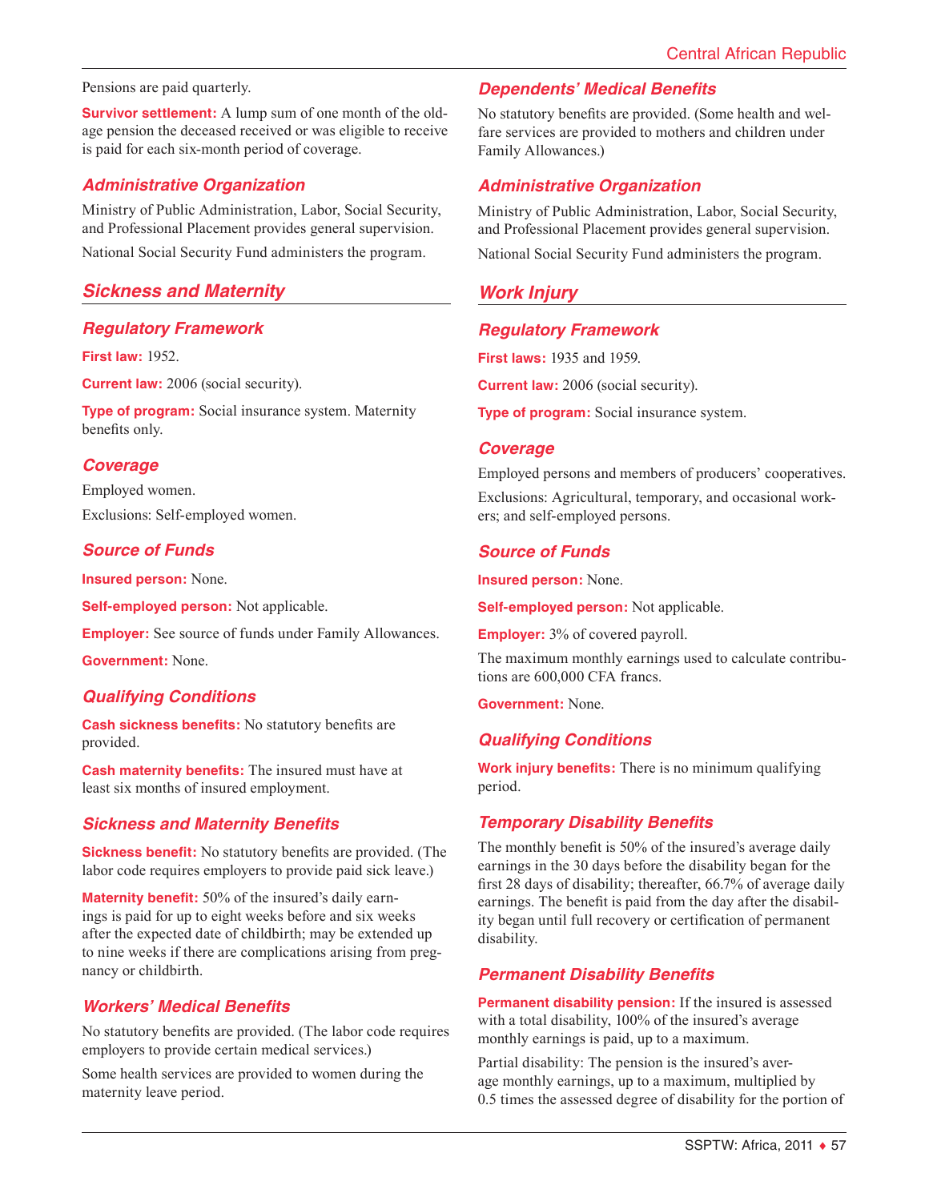Pensions are paid quarterly.

**Survivor settlement:** A lump sum of one month of the old-age pension the deceased received or was eligible to receive is paid for each six-month period of coverage.

### Administrative Organization

Ministry of Public Administration, Labor, Social Security, and Professional Placement provides general supervision.

National Social Security Fund administers the program.

## Sickness and Maternity

### Regulatory Framework

**First law:** 1952.

**Current law:** 2006 (social security).

**Type of program:** Social insurance system. Maternity benefits only.

### Coverage

Employed women.

Exclusions: Self-employed women.

### Source of Funds

**Insured person:** None.

**Self-employed person:** Not applicable.

**Employer:** See source of funds under Family Allowances.

**Government:** None.

### Qualifying Conditions

**Cash sickness benefits:** No statutory benefits are provided.

**Cash maternity benefits:** The insured must have at least six months of insured employment.

### Sickness and Maternity Benefits

**Sickness benefit:** No statutory benefits are provided. (The labor code requires employers to provide paid sick leave.)

**Maternity benefit:** 50% of the insured's daily earnings is paid for up to eight weeks before and six weeks after the expected date of childbirth; may be extended up to nine weeks if there are complications arising from pregnancy or childbirth.

### Workers' Medical Benefits

No statutory benefits are provided. (The labor code requires employers to provide certain medical services.)

Some health services are provided to women during the maternity leave period.

### Dependents' Medical Benefits

No statutory benefits are provided. (Some health and welfare services are provided to mothers and children under Family Allowances.)

### Administrative Organization

Ministry of Public Administration, Labor, Social Security, and Professional Placement provides general supervision.

National Social Security Fund administers the program.

## Work Injury

### Regulatory Framework

**First laws:** 1935 and 1959.

**Current law:** 2006 (social security).

**Type of program:** Social insurance system.

### Coverage

Employed persons and members of producers' cooperatives.

Exclusions: Agricultural, temporary, and occasional workers; and self-employed persons.

### Source of Funds

**Insured person:** None.

**Self-employed person:** Not applicable.

**Employer:** 3% of covered payroll.

The maximum monthly earnings used to calculate contributions are 600,000 CFA francs.

**Government:** None.

### Qualifying Conditions

**Work injury benefits:** There is no minimum qualifying period.

### Temporary Disability Benefits

The monthly benefit is 50% of the insured's average daily earnings in the 30 days before the disability began for the first 28 days of disability; thereafter, 66.7% of average daily earnings. The benefit is paid from the day after the disability began until full recovery or certification of permanent disability.

### Permanent Disability Benefits

**Permanent disability pension:** If the insured is assessed with a total disability, 100% of the insured's average monthly earnings is paid, up to a maximum.

Partial disability: The pension is the insured's average monthly earnings, up to a maximum, multiplied by 0.5 times the assessed degree of disability for the portion of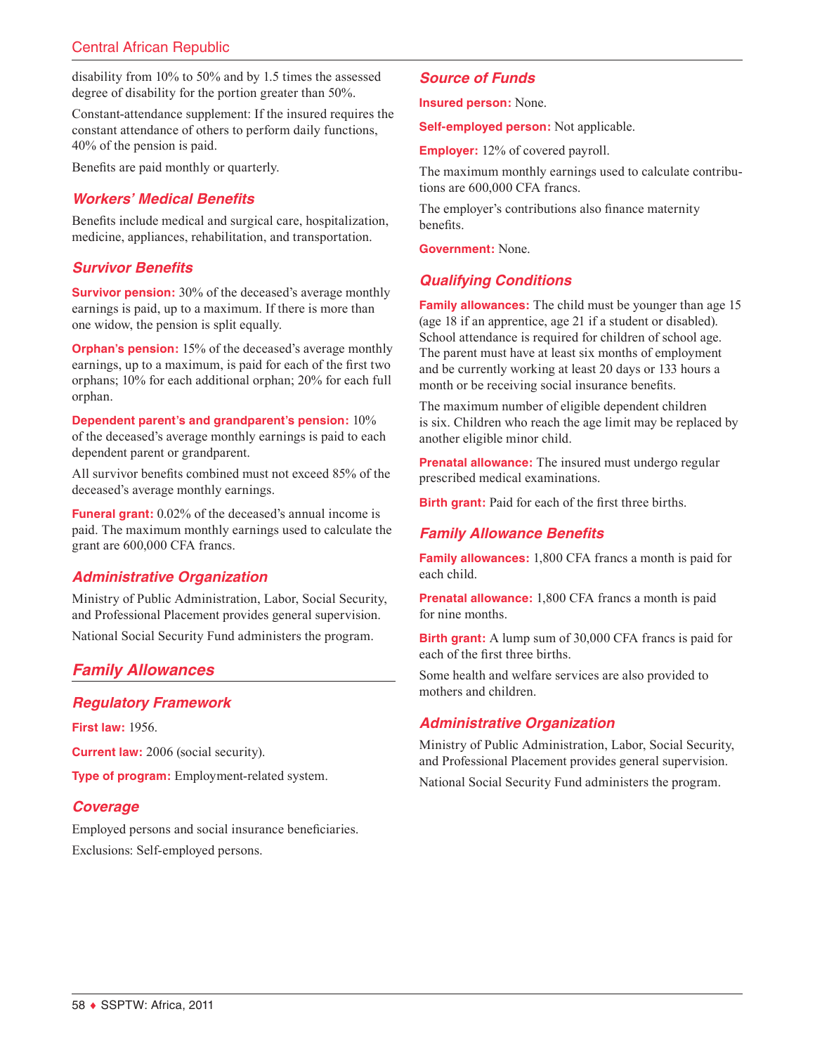disability from 10% to 50% and by 1.5 times the assessed degree of disability for the portion greater than 50%.

Constant-attendance supplement: If the insured requires the constant attendance of others to perform daily functions, 40% of the pension is paid.

Benefits are paid monthly or quarterly.

### Workers' Medical Benefits

Benefits include medical and surgical care, hospitalization, medicine, appliances, rehabilitation, and transportation.

### Survivor Benefits

**Survivor pension:** 30% of the deceased's average monthly earnings is paid, up to a maximum. If there is more than one widow, the pension is split equally.

**Orphan's pension:** 15% of the deceased's average monthly earnings, up to a maximum, is paid for each of the first two orphans; 10% for each additional orphan; 20% for each full orphan.

**Dependent parent's and grandparent's pension:** 10% of the deceased's average monthly earnings is paid to each dependent parent or grandparent.

All survivor benefits combined must not exceed 85% of the deceased's average monthly earnings.

**Funeral grant:** 0.02% of the deceased's annual income is paid. The maximum monthly earnings used to calculate the grant are 600,000 CFA francs.

### Administrative Organization

Ministry of Public Administration, Labor, Social Security, and Professional Placement provides general supervision.

National Social Security Fund administers the program.

## Family Allowances

### Regulatory Framework

**First law:** 1956.

**Current law:** 2006 (social security).

**Type of program:** Employment-related system.

### Coverage

Employed persons and social insurance beneficiaries.

Exclusions: Self-employed persons.

### Source of Funds

**Insured person:** None.

**Self-employed person:** Not applicable.

**Employer:** 12% of covered payroll.

The maximum monthly earnings used to calculate contributions are 600,000 CFA francs.

The employer's contributions also finance maternity benefits.

**Government:** None.

### Qualifying Conditions

**Family allowances:** The child must be younger than age 15 (age 18 if an apprentice, age 21 if a student or disabled). School attendance is required for children of school age. The parent must have at least six months of employment and be currently working at least 20 days or 133 hours a month or be receiving social insurance benefits.

The maximum number of eligible dependent children is six. Children who reach the age limit may be replaced by another eligible minor child.

**Prenatal allowance:** The insured must undergo regular prescribed medical examinations.

**Birth grant:** Paid for each of the first three births.

### Family Allowance Benefits

**Family allowances:** 1,800 CFA francs a month is paid for each child.

**Prenatal allowance:** 1,800 CFA francs a month is paid for nine months.

**Birth grant:** A lump sum of 30,000 CFA francs is paid for each of the first three births.

Some health and welfare services are also provided to mothers and children.

### Administrative Organization

Ministry of Public Administration, Labor, Social Security, and Professional Placement provides general supervision.

National Social Security Fund administers the program.